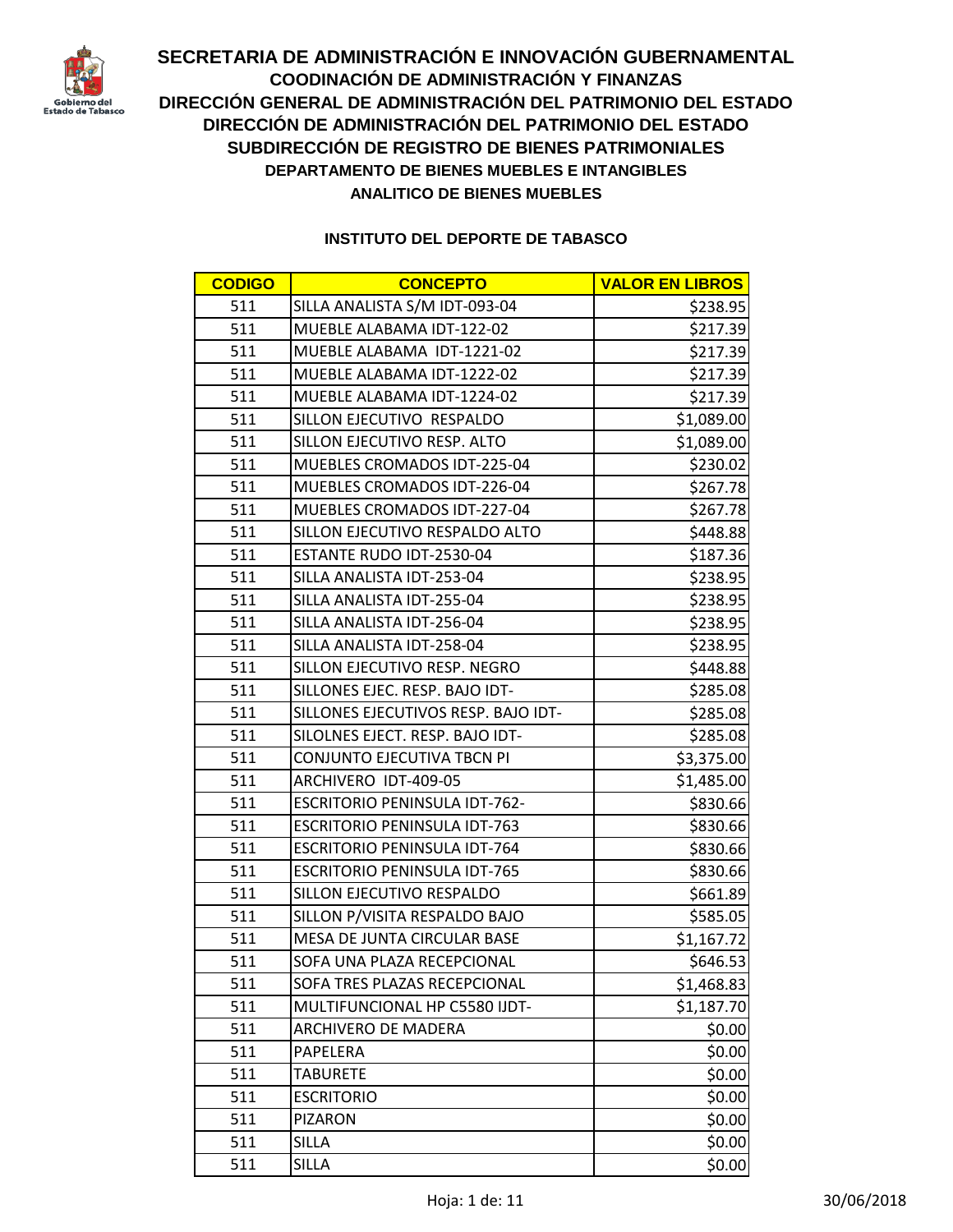# SECRETARIA DE ADMINISTRACIÓN E INNOVACIÓN GUBERNAMENTAL

## COODINACIÓN DE ADMINISTRACIÓN Y FINANZAS

## DIRECCIÓN GENERAL DE ADMINISTRACIÓN DEL PATRIMONIO DEL ESTADO

## DIRECCIÓN DE ADMINISTRACIÓN DEL PATRIMONIO DEL ESTADO

## SUBDIRECCIÓN DE REGISTRO DE BIENES PATRIMONIALES

### DEPARTAMENTO DE BIENES MUEBLES E INTANGIBLES

### ANALITICO DE BIENES MUEBLES

**INSTITUTO DEL DEPORTE DE TABASCO**

| CODIGO | CONCEPTO | VALOR EN LIBROS |
|---|---|---|
| 511 | SILLA ANALISTA S/M IDT-093-04 | $238.95 |
| 511 | MUEBLE ALABAMA IDT-122-02 | $217.39 |
| 511 | MUEBLE ALABAMA IDT-1221-02 | $217.39 |
| 511 | MUEBLE ALABAMA IDT-1222-02 | $217.39 |
| 511 | MUEBLE ALABAMA IDT-1224-02 | $217.39 |
| 511 | SILLON EJECUTIVO RESPALDO | $1,089.00 |
| 511 | SILLON EJECUTIVO RESP. ALTO | $1,089.00 |
| 511 | MUEBLES CROMADOS IDT-225-04 | $230.02 |
| 511 | MUEBLES CROMADOS IDT-226-04 | $267.78 |
| 511 | MUEBLES CROMADOS IDT-227-04 | $267.78 |
| 511 | SILLON EJECUTIVO RESPALDO ALTO | $448.88 |
| 511 | ESTANTE RUDO IDT-2530-04 | $187.36 |
| 511 | SILLA ANALISTA IDT-253-04 | $238.95 |
| 511 | SILLA ANALISTA IDT-255-04 | $238.95 |
| 511 | SILLA ANALISTA IDT-256-04 | $238.95 |
| 511 | SILLA ANALISTA IDT-258-04 | $238.95 |
| 511 | SILLON EJECUTIVO RESP. NEGRO | $448.88 |
| 511 | SILLONES EJEC. RESP. BAJO IDT- | $285.08 |
| 511 | SILLONES EJECUTIVOS RESP. BAJO IDT- | $285.08 |
| 511 | SILOLNES EJECT. RESP. BAJO IDT- | $285.08 |
| 511 | CONJUNTO EJECUTIVA TBCN PI | $3,375.00 |
| 511 | ARCHIVERO IDT-409-05 | $1,485.00 |
| 511 | ESCRITORIO PENINSULA IDT-762- | $830.66 |
| 511 | ESCRITORIO PENINSULA IDT-763 | $830.66 |
| 511 | ESCRITORIO PENINSULA IDT-764 | $830.66 |
| 511 | ESCRITORIO PENINSULA IDT-765 | $830.66 |
| 511 | SILLON EJECUTIVO RESPALDO | $661.89 |
| 511 | SILLON P/VISITA RESPALDO BAJO | $585.05 |
| 511 | MESA DE JUNTA CIRCULAR BASE | $1,167.72 |
| 511 | SOFA UNA PLAZA RECEPCIONAL | $646.53 |
| 511 | SOFA TRES PLAZAS RECEPCIONAL | $1,468.83 |
| 511 | MULTIFUNCIONAL HP C5580 IJDT- | $1,187.70 |
| 511 | ARCHIVERO DE MADERA | $0.00 |
| 511 | PAPELERA | $0.00 |
| 511 | TABURETE | $0.00 |
| 511 | ESCRITORIO | $0.00 |
| 511 | PIZARON | $0.00 |
| 511 | SILLA | $0.00 |
| 511 | SILLA | $0.00 |

30/06/2018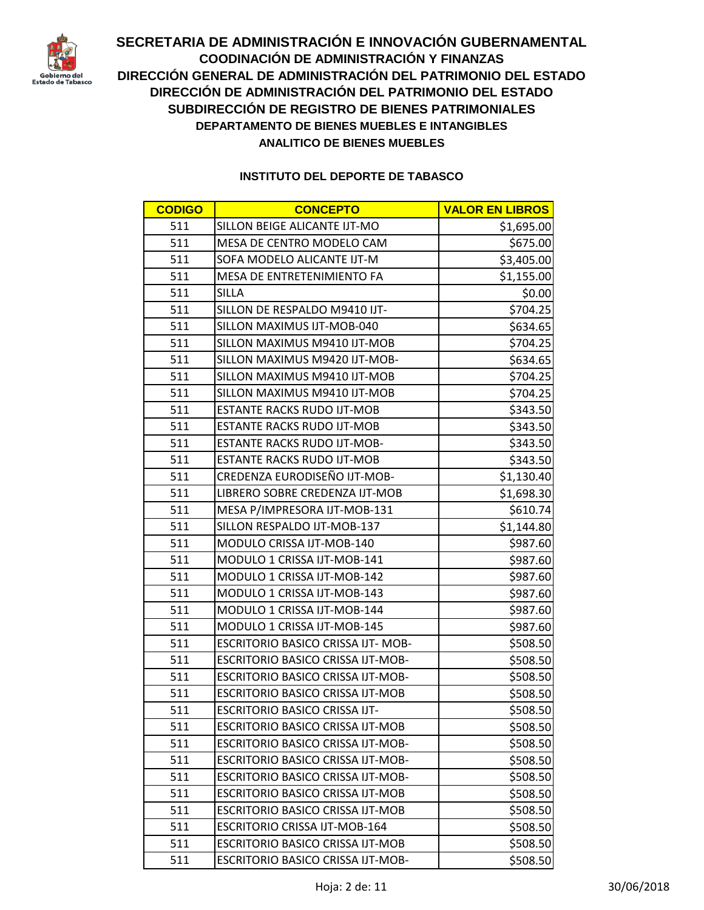# SECRETARIA DE ADMINISTRACIÓN E INNOVACIÓN GUBERNAMENTAL

## COODINACIÓN DE ADMINISTRACIÓN Y FINANZAS

## DIRECCIÓN GENERAL DE ADMINISTRACIÓN DEL PATRIMONIO DEL ESTADO

## DIRECCIÓN DE ADMINISTRACIÓN DEL PATRIMONIO DEL ESTADO

## SUBDIRECCIÓN DE REGISTRO DE BIENES PATRIMONIALES

### DEPARTAMENTO DE BIENES MUEBLES E INTANGIBLES

### ANALITICO DE BIENES MUEBLES

### INSTITUTO DEL DEPORTE DE TABASCO

| CODIGO | CONCEPTO | VALOR EN LIBROS |
|---|---|---|
| 511 | SILLON BEIGE ALICANTE IJT-MO | $1,695.00 |
| 511 | MESA DE CENTRO MODELO CAM | $675.00 |
| 511 | SOFA MODELO ALICANTE IJT-M | $3,405.00 |
| 511 | MESA DE ENTRETENIMIENTO FA | $1,155.00 |
| 511 | SILLA | $0.00 |
| 511 | SILLON DE RESPALDO M9410 IJT- | $704.25 |
| 511 | SILLON MAXIMUS IJT-MOB-040 | $634.65 |
| 511 | SILLON MAXIMUS M9410 IJT-MOB | $704.25 |
| 511 | SILLON MAXIMUS M9420 IJT-MOB- | $634.65 |
| 511 | SILLON MAXIMUS M9410 IJT-MOB | $704.25 |
| 511 | SILLON MAXIMUS M9410 IJT-MOB | $704.25 |
| 511 | ESTANTE RACKS RUDO IJT-MOB | $343.50 |
| 511 | ESTANTE RACKS RUDO IJT-MOB | $343.50 |
| 511 | ESTANTE RACKS RUDO IJT-MOB- | $343.50 |
| 511 | ESTANTE RACKS RUDO IJT-MOB | $343.50 |
| 511 | CREDENZA EURODISEÑO IJT-MOB- | $1,130.40 |
| 511 | LIBRERO SOBRE CREDENZA IJT-MOB | $1,698.30 |
| 511 | MESA P/IMPRESORA IJT-MOB-131 | $610.74 |
| 511 | SILLON RESPALDO IJT-MOB-137 | $1,144.80 |
| 511 | MODULO CRISSA IJT-MOB-140 | $987.60 |
| 511 | MODULO 1 CRISSA IJT-MOB-141 | $987.60 |
| 511 | MODULO 1 CRISSA IJT-MOB-142 | $987.60 |
| 511 | MODULO 1 CRISSA IJT-MOB-143 | $987.60 |
| 511 | MODULO 1 CRISSA IJT-MOB-144 | $987.60 |
| 511 | MODULO 1 CRISSA IJT-MOB-145 | $987.60 |
| 511 | ESCRITORIO BASICO CRISSA IJT- MOB- | $508.50 |
| 511 | ESCRITORIO BASICO CRISSA IJT-MOB- | $508.50 |
| 511 | ESCRITORIO BASICO CRISSA IJT-MOB- | $508.50 |
| 511 | ESCRITORIO BASICO CRISSA IJT-MOB | $508.50 |
| 511 | ESCRITORIO BASICO CRISSA IJT- | $508.50 |
| 511 | ESCRITORIO BASICO CRISSA IJT-MOB | $508.50 |
| 511 | ESCRITORIO BASICO CRISSA IJT-MOB- | $508.50 |
| 511 | ESCRITORIO BASICO CRISSA IJT-MOB- | $508.50 |
| 511 | ESCRITORIO BASICO CRISSA IJT-MOB- | $508.50 |
| 511 | ESCRITORIO BASICO CRISSA IJT-MOB | $508.50 |
| 511 | ESCRITORIO BASICO CRISSA IJT-MOB | $508.50 |
| 511 | ESCRITORIO CRISSA IJT-MOB-164 | $508.50 |
| 511 | ESCRITORIO BASICO CRISSA IJT-MOB | $508.50 |
| 511 | ESCRITORIO BASICO CRISSA IJT-MOB- | $508.50 |

30/06/2018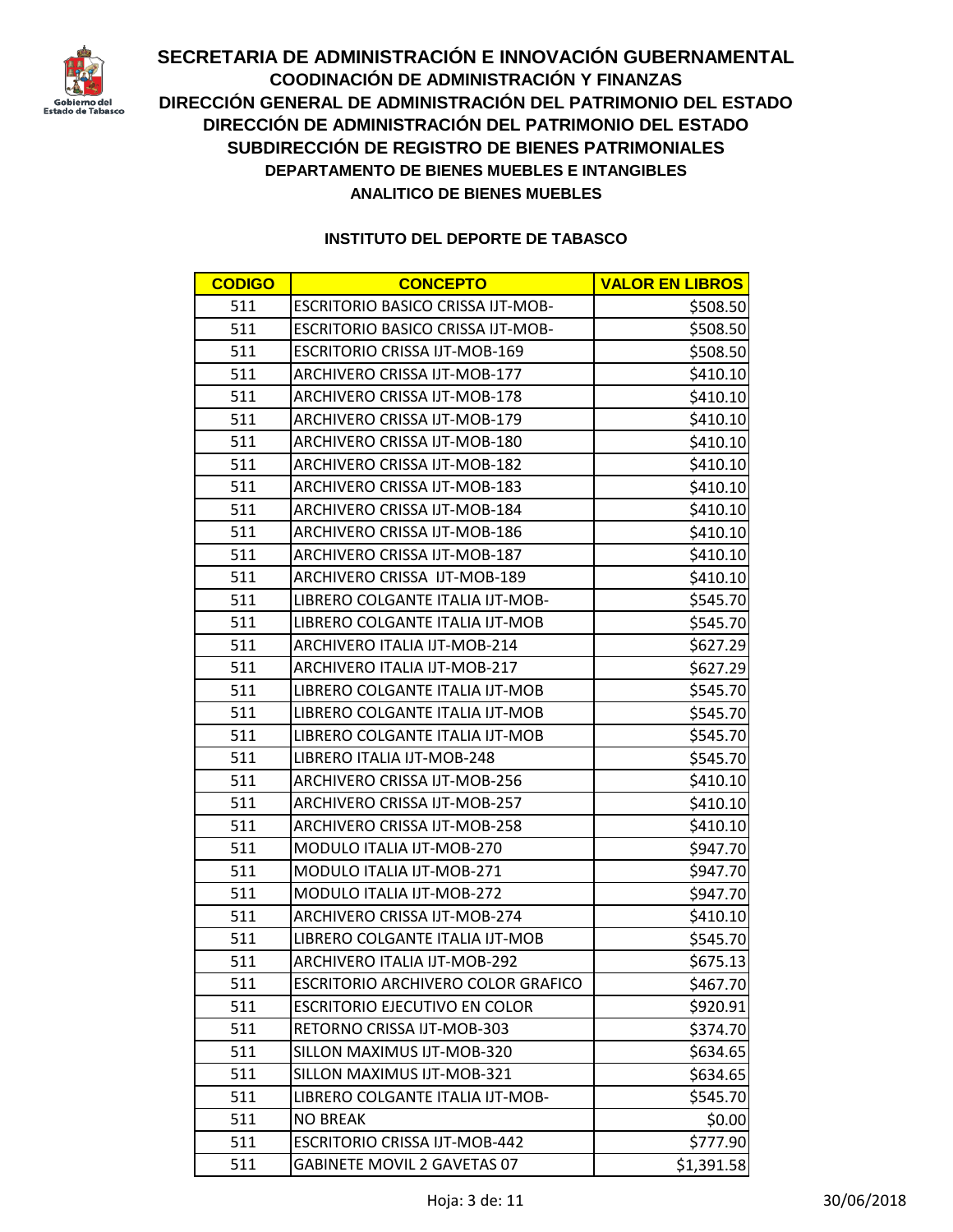# SECRETARIA DE ADMINISTRACIÓN E INNOVACIÓN GUBERNAMENTAL

## COODINACIÓN DE ADMINISTRACIÓN Y FINANZAS

## DIRECCIÓN GENERAL DE ADMINISTRACIÓN DEL PATRIMONIO DEL ESTADO

## DIRECCIÓN DE ADMINISTRACIÓN DEL PATRIMONIO DEL ESTADO

## SUBDIRECCIÓN DE REGISTRO DE BIENES PATRIMONIALES

### DEPARTAMENTO DE BIENES MUEBLES E INTANGIBLES

### ANALITICO DE BIENES MUEBLES

### INSTITUTO DEL DEPORTE DE TABASCO

| CODIGO | CONCEPTO | VALOR EN LIBROS |
|---|---|---|
| 511 | ESCRITORIO BASICO CRISSA IJT-MOB- | $508.50 |
| 511 | ESCRITORIO BASICO CRISSA IJT-MOB- | $508.50 |
| 511 | ESCRITORIO CRISSA IJT-MOB-169 | $508.50 |
| 511 | ARCHIVERO CRISSA IJT-MOB-177 | $410.10 |
| 511 | ARCHIVERO CRISSA IJT-MOB-178 | $410.10 |
| 511 | ARCHIVERO CRISSA IJT-MOB-179 | $410.10 |
| 511 | ARCHIVERO CRISSA IJT-MOB-180 | $410.10 |
| 511 | ARCHIVERO CRISSA IJT-MOB-182 | $410.10 |
| 511 | ARCHIVERO CRISSA IJT-MOB-183 | $410.10 |
| 511 | ARCHIVERO CRISSA IJT-MOB-184 | $410.10 |
| 511 | ARCHIVERO CRISSA IJT-MOB-186 | $410.10 |
| 511 | ARCHIVERO CRISSA IJT-MOB-187 | $410.10 |
| 511 | ARCHIVERO CRISSA IJT-MOB-189 | $410.10 |
| 511 | LIBRERO COLGANTE ITALIA IJT-MOB- | $545.70 |
| 511 | LIBRERO COLGANTE ITALIA IJT-MOB | $545.70 |
| 511 | ARCHIVERO ITALIA IJT-MOB-214 | $627.29 |
| 511 | ARCHIVERO ITALIA IJT-MOB-217 | $627.29 |
| 511 | LIBRERO COLGANTE ITALIA IJT-MOB | $545.70 |
| 511 | LIBRERO COLGANTE ITALIA IJT-MOB | $545.70 |
| 511 | LIBRERO COLGANTE ITALIA IJT-MOB | $545.70 |
| 511 | LIBRERO ITALIA IJT-MOB-248 | $545.70 |
| 511 | ARCHIVERO CRISSA IJT-MOB-256 | $410.10 |
| 511 | ARCHIVERO CRISSA IJT-MOB-257 | $410.10 |
| 511 | ARCHIVERO CRISSA IJT-MOB-258 | $410.10 |
| 511 | MODULO ITALIA IJT-MOB-270 | $947.70 |
| 511 | MODULO ITALIA IJT-MOB-271 | $947.70 |
| 511 | MODULO ITALIA IJT-MOB-272 | $947.70 |
| 511 | ARCHIVERO CRISSA IJT-MOB-274 | $410.10 |
| 511 | LIBRERO COLGANTE ITALIA IJT-MOB | $545.70 |
| 511 | ARCHIVERO ITALIA IJT-MOB-292 | $675.13 |
| 511 | ESCRITORIO ARCHIVERO COLOR GRAFICO | $467.70 |
| 511 | ESCRITORIO EJECUTIVO EN COLOR | $920.91 |
| 511 | RETORNO CRISSA IJT-MOB-303 | $374.70 |
| 511 | SILLON MAXIMUS IJT-MOB-320 | $634.65 |
| 511 | SILLON MAXIMUS IJT-MOB-321 | $634.65 |
| 511 | LIBRERO COLGANTE ITALIA IJT-MOB- | $545.70 |
| 511 | NO BREAK | $0.00 |
| 511 | ESCRITORIO CRISSA IJT-MOB-442 | $777.90 |
| 511 | GABINETE MOVIL 2 GAVETAS 07 | $1,391.58 |

30/06/2018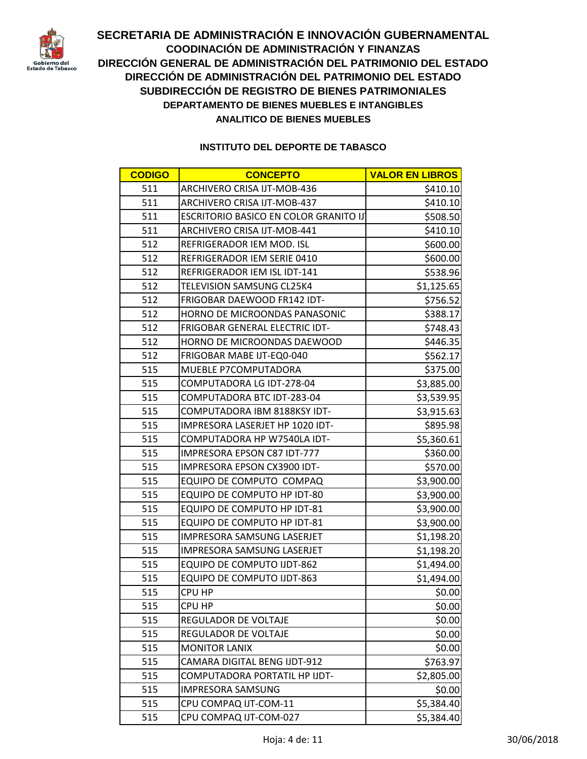# SECRETARIA DE ADMINISTRACIÓN E INNOVACIÓN GUBERNAMENTAL

## COODINACIÓN DE ADMINISTRACIÓN Y FINANZAS

## DIRECCIÓN GENERAL DE ADMINISTRACIÓN DEL PATRIMONIO DEL ESTADO

## DIRECCIÓN DE ADMINISTRACIÓN DEL PATRIMONIO DEL ESTADO

## SUBDIRECCIÓN DE REGISTRO DE BIENES PATRIMONIALES

### DEPARTAMENTO DE BIENES MUEBLES E INTANGIBLES

### ANALITICO DE BIENES MUEBLES

**INSTITUTO DEL DEPORTE DE TABASCO**

| CODIGO | CONCEPTO | VALOR EN LIBROS |
|---|---|---|
| 511 | ARCHIVERO CRISA IJT-MOB-436 | $410.10 |
| 511 | ARCHIVERO CRISA IJT-MOB-437 | $410.10 |
| 511 | ESCRITORIO BASICO EN COLOR GRANITO IJ | $508.50 |
| 511 | ARCHIVERO CRISA IJT-MOB-441 | $410.10 |
| 512 | REFRIGERADOR IEM MOD. ISL | $600.00 |
| 512 | REFRIGERADOR IEM SERIE 0410 | $600.00 |
| 512 | REFRIGERADOR IEM ISL IDT-141 | $538.96 |
| 512 | TELEVISION SAMSUNG CL25K4 | $1,125.65 |
| 512 | FRIGOBAR DAEWOOD FR142 IDT- | $756.52 |
| 512 | HORNO DE MICROONDAS PANASONIC | $388.17 |
| 512 | FRIGOBAR GENERAL ELECTRIC IDT- | $748.43 |
| 512 | HORNO DE MICROONDAS DAEWOOD | $446.35 |
| 512 | FRIGOBAR MABE IJT-EQ0-040 | $562.17 |
| 515 | MUEBLE P7COMPUTADORA | $375.00 |
| 515 | COMPUTADORA LG IDT-278-04 | $3,885.00 |
| 515 | COMPUTADORA BTC IDT-283-04 | $3,539.95 |
| 515 | COMPUTADORA IBM 8188KSY IDT- | $3,915.63 |
| 515 | IMPRESORA LASERJET HP 1020 IDT- | $895.98 |
| 515 | COMPUTADORA HP W7540LA IDT- | $5,360.61 |
| 515 | IMPRESORA EPSON C87 IDT-777 | $360.00 |
| 515 | IMPRESORA EPSON CX3900 IDT- | $570.00 |
| 515 | EQUIPO DE COMPUTO COMPAQ | $3,900.00 |
| 515 | EQUIPO DE COMPUTO HP IDT-80 | $3,900.00 |
| 515 | EQUIPO DE COMPUTO HP IDT-81 | $3,900.00 |
| 515 | EQUIPO DE COMPUTO HP IDT-81 | $3,900.00 |
| 515 | IMPRESORA SAMSUNG LASERJET | $1,198.20 |
| 515 | IMPRESORA SAMSUNG LASERJET | $1,198.20 |
| 515 | EQUIPO DE COMPUTO IJDT-862 | $1,494.00 |
| 515 | EQUIPO DE COMPUTO IJDT-863 | $1,494.00 |
| 515 | CPU HP | $0.00 |
| 515 | CPU HP | $0.00 |
| 515 | REGULADOR DE VOLTAJE | $0.00 |
| 515 | REGULADOR DE VOLTAJE | $0.00 |
| 515 | MONITOR LANIX | $0.00 |
| 515 | CAMARA DIGITAL BENG IJDT-912 | $763.97 |
| 515 | COMPUTADORA PORTATIL HP IJDT- | $2,805.00 |
| 515 | IMPRESORA SAMSUNG | $0.00 |
| 515 | CPU COMPAQ IJT-COM-11 | $5,384.40 |
| 515 | CPU COMPAQ IJT-COM-027 | $5,384.40 |

30/06/2018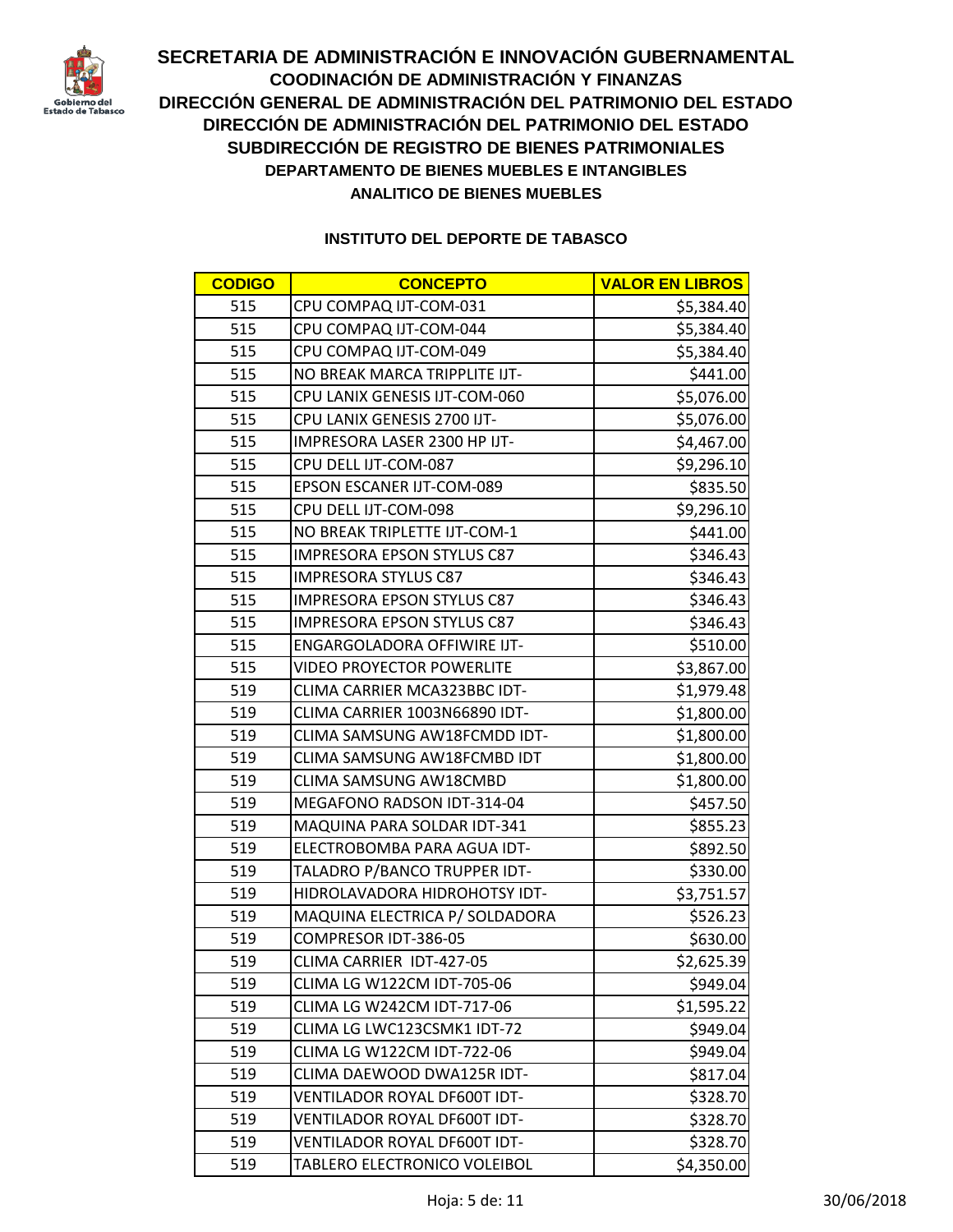# SECRETARIA DE ADMINISTRACIÓN E INNOVACIÓN GUBERNAMENTAL

## COODINACIÓN DE ADMINISTRACIÓN Y FINANZAS

## DIRECCIÓN GENERAL DE ADMINISTRACIÓN DEL PATRIMONIO DEL ESTADO

## DIRECCIÓN DE ADMINISTRACIÓN DEL PATRIMONIO DEL ESTADO

## SUBDIRECCIÓN DE REGISTRO DE BIENES PATRIMONIALES

### DEPARTAMENTO DE BIENES MUEBLES E INTANGIBLES

### ANALITICO DE BIENES MUEBLES

**INSTITUTO DEL DEPORTE DE TABASCO**

| CODIGO | CONCEPTO | VALOR EN LIBROS |
|---|---|---|
| 515 | CPU COMPAQ IJT-COM-031 | $5,384.40 |
| 515 | CPU COMPAQ IJT-COM-044 | $5,384.40 |
| 515 | CPU COMPAQ IJT-COM-049 | $5,384.40 |
| 515 | NO BREAK MARCA TRIPPLITE IJT- | $441.00 |
| 515 | CPU LANIX GENESIS IJT-COM-060 | $5,076.00 |
| 515 | CPU LANIX GENESIS 2700 IJT- | $5,076.00 |
| 515 | IMPRESORA LASER 2300 HP IJT- | $4,467.00 |
| 515 | CPU DELL IJT-COM-087 | $9,296.10 |
| 515 | EPSON ESCANER IJT-COM-089 | $835.50 |
| 515 | CPU DELL IJT-COM-098 | $9,296.10 |
| 515 | NO BREAK TRIPLETTE IJT-COM-1 | $441.00 |
| 515 | IMPRESORA EPSON STYLUS C87 | $346.43 |
| 515 | IMPRESORA STYLUS C87 | $346.43 |
| 515 | IMPRESORA EPSON STYLUS C87 | $346.43 |
| 515 | IMPRESORA EPSON STYLUS C87 | $346.43 |
| 515 | ENGARGOLADORA OFFIWIRE IJT- | $510.00 |
| 515 | VIDEO PROYECTOR POWERLITE | $3,867.00 |
| 519 | CLIMA CARRIER MCA323BBC IDT- | $1,979.48 |
| 519 | CLIMA CARRIER 1003N66890 IDT- | $1,800.00 |
| 519 | CLIMA SAMSUNG AW18FCMDD IDT- | $1,800.00 |
| 519 | CLIMA SAMSUNG AW18FCMBD IDT | $1,800.00 |
| 519 | CLIMA SAMSUNG AW18CMBD | $1,800.00 |
| 519 | MEGAFONO RADSON IDT-314-04 | $457.50 |
| 519 | MAQUINA PARA SOLDAR IDT-341 | $855.23 |
| 519 | ELECTROBOMBA PARA AGUA IDT- | $892.50 |
| 519 | TALADRO P/BANCO TRUPPER IDT- | $330.00 |
| 519 | HIDROLAVADORA HIDROHOTSY IDT- | $3,751.57 |
| 519 | MAQUINA ELECTRICA P/ SOLDADORA | $526.23 |
| 519 | COMPRESOR IDT-386-05 | $630.00 |
| 519 | CLIMA CARRIER IDT-427-05 | $2,625.39 |
| 519 | CLIMA LG W122CM IDT-705-06 | $949.04 |
| 519 | CLIMA LG W242CM IDT-717-06 | $1,595.22 |
| 519 | CLIMA LG LWC123CSMK1 IDT-72 | $949.04 |
| 519 | CLIMA LG W122CM IDT-722-06 | $949.04 |
| 519 | CLIMA DAEWOOD DWA125R IDT- | $817.04 |
| 519 | VENTILADOR ROYAL DF600T IDT- | $328.70 |
| 519 | VENTILADOR ROYAL DF600T IDT- | $328.70 |
| 519 | VENTILADOR ROYAL DF600T IDT- | $328.70 |
| 519 | TABLERO ELECTRONICO VOLEIBOL | $4,350.00 |

30/06/2018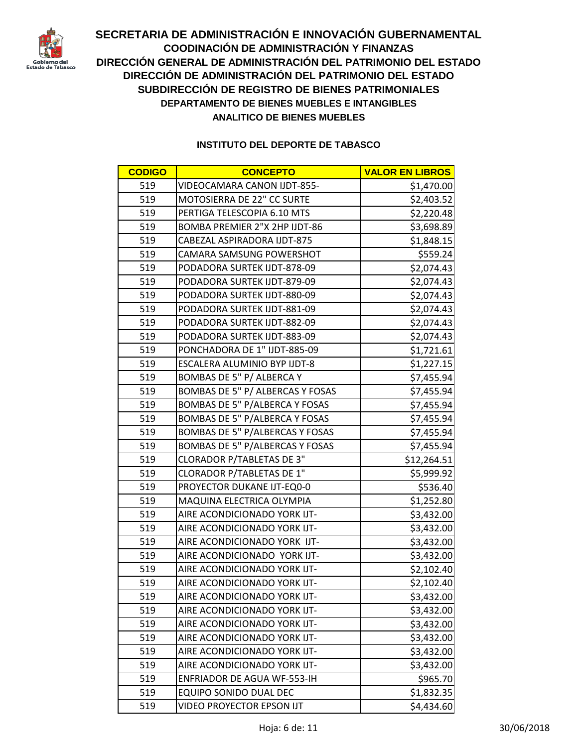# SECRETARIA DE ADMINISTRACIÓN E INNOVACIÓN GUBERNAMENTAL

## COODINACIÓN DE ADMINISTRACIÓN Y FINANZAS

## DIRECCIÓN GENERAL DE ADMINISTRACIÓN DEL PATRIMONIO DEL ESTADO

## DIRECCIÓN DE ADMINISTRACIÓN DEL PATRIMONIO DEL ESTADO

## SUBDIRECCIÓN DE REGISTRO DE BIENES PATRIMONIALES

### DEPARTAMENTO DE BIENES MUEBLES E INTANGIBLES

### ANALITICO DE BIENES MUEBLES

**INSTITUTO DEL DEPORTE DE TABASCO**

| CODIGO | CONCEPTO | VALOR EN LIBROS |
|---|---|---|
| 519 | VIDEOCAMARA CANON IJDT-855- | $1,470.00 |
| 519 | MOTOSIERRA DE 22" CC SURTE | $2,403.52 |
| 519 | PERTIGA TELESCOPIA 6.10 MTS | $2,220.48 |
| 519 | BOMBA PREMIER 2"X 2HP IJDT-86 | $3,698.89 |
| 519 | CABEZAL ASPIRADORA IJDT-875 | $1,848.15 |
| 519 | CAMARA SAMSUNG POWERSHOT | $559.24 |
| 519 | PODADORA SURTEK IJDT-878-09 | $2,074.43 |
| 519 | PODADORA SURTEK IJDT-879-09 | $2,074.43 |
| 519 | PODADORA SURTEK IJDT-880-09 | $2,074.43 |
| 519 | PODADORA SURTEK IJDT-881-09 | $2,074.43 |
| 519 | PODADORA SURTEK IJDT-882-09 | $2,074.43 |
| 519 | PODADORA SURTEK IJDT-883-09 | $2,074.43 |
| 519 | PONCHADORA DE 1" IJDT-885-09 | $1,721.61 |
| 519 | ESCALERA ALUMINIO BYP IJDT-8 | $1,227.15 |
| 519 | BOMBAS DE 5" P/ ALBERCA Y | $7,455.94 |
| 519 | BOMBAS DE 5" P/ ALBERCAS Y FOSAS | $7,455.94 |
| 519 | BOMBAS DE 5" P/ALBERCA Y FOSAS | $7,455.94 |
| 519 | BOMBAS DE 5" P/ALBERCA Y FOSAS | $7,455.94 |
| 519 | BOMBAS DE 5" P/ALBERCAS Y FOSAS | $7,455.94 |
| 519 | BOMBAS DE 5" P/ALBERCAS Y FOSAS | $7,455.94 |
| 519 | CLORADOR P/TABLETAS DE 3" | $12,264.51 |
| 519 | CLORADOR P/TABLETAS DE 1" | $5,999.92 |
| 519 | PROYECTOR DUKANE IJT-EQ0-0 | $536.40 |
| 519 | MAQUINA ELECTRICA OLYMPIA | $1,252.80 |
| 519 | AIRE ACONDICIONADO YORK IJT- | $3,432.00 |
| 519 | AIRE ACONDICIONADO YORK IJT- | $3,432.00 |
| 519 | AIRE ACONDICIONADO YORK IJT- | $3,432.00 |
| 519 | AIRE ACONDICIONADO YORK IJT- | $3,432.00 |
| 519 | AIRE ACONDICIONADO YORK IJT- | $2,102.40 |
| 519 | AIRE ACONDICIONADO YORK IJT- | $2,102.40 |
| 519 | AIRE ACONDICIONADO YORK IJT- | $3,432.00 |
| 519 | AIRE ACONDICIONADO YORK IJT- | $3,432.00 |
| 519 | AIRE ACONDICIONADO YORK IJT- | $3,432.00 |
| 519 | AIRE ACONDICIONADO YORK IJT- | $3,432.00 |
| 519 | AIRE ACONDICIONADO YORK IJT- | $3,432.00 |
| 519 | AIRE ACONDICIONADO YORK IJT- | $3,432.00 |
| 519 | ENFRIADOR DE AGUA WF-553-IH | $965.70 |
| 519 | EQUIPO SONIDO DUAL DEC | $1,832.35 |
| 519 | VIDEO PROYECTOR EPSON IJT | $4,434.60 |

30/06/2018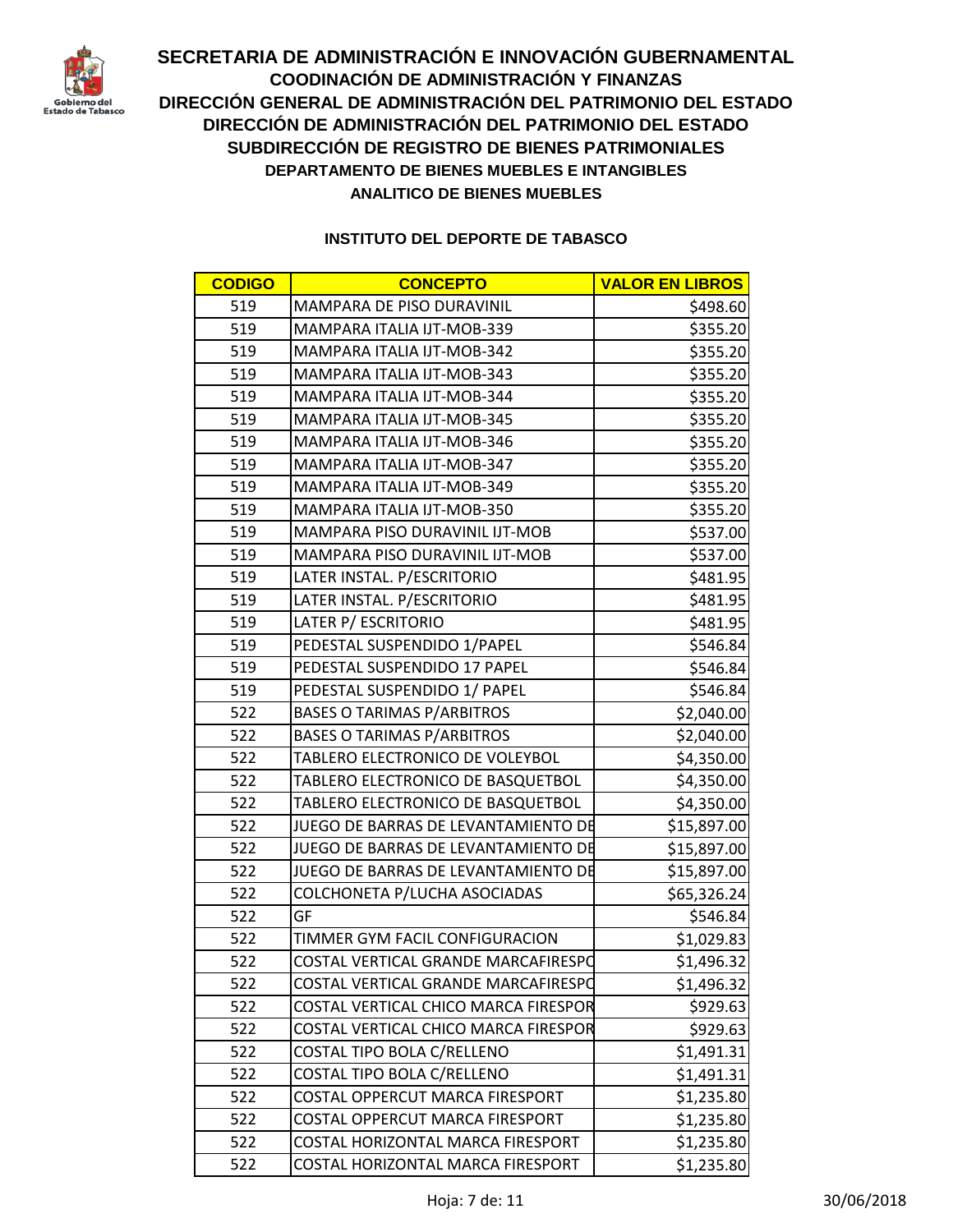# SECRETARIA DE ADMINISTRACIÓN E INNOVACIÓN GUBERNAMENTAL

## COODINACIÓN DE ADMINISTRACIÓN Y FINANZAS

## DIRECCIÓN GENERAL DE ADMINISTRACIÓN DEL PATRIMONIO DEL ESTADO

## DIRECCIÓN DE ADMINISTRACIÓN DEL PATRIMONIO DEL ESTADO

## SUBDIRECCIÓN DE REGISTRO DE BIENES PATRIMONIALES

### DEPARTAMENTO DE BIENES MUEBLES E INTANGIBLES

### ANALITICO DE BIENES MUEBLES

**INSTITUTO DEL DEPORTE DE TABASCO**

| CODIGO | CONCEPTO | VALOR EN LIBROS |
|---|---|---|
| 519 | MAMPARA DE PISO DURAVINIL | $498.60 |
| 519 | MAMPARA ITALIA IJT-MOB-339 | $355.20 |
| 519 | MAMPARA ITALIA IJT-MOB-342 | $355.20 |
| 519 | MAMPARA ITALIA IJT-MOB-343 | $355.20 |
| 519 | MAMPARA ITALIA IJT-MOB-344 | $355.20 |
| 519 | MAMPARA ITALIA IJT-MOB-345 | $355.20 |
| 519 | MAMPARA ITALIA IJT-MOB-346 | $355.20 |
| 519 | MAMPARA ITALIA IJT-MOB-347 | $355.20 |
| 519 | MAMPARA ITALIA IJT-MOB-349 | $355.20 |
| 519 | MAMPARA ITALIA IJT-MOB-350 | $355.20 |
| 519 | MAMPARA PISO DURAVINIL IJT-MOB | $537.00 |
| 519 | MAMPARA PISO DURAVINIL IJT-MOB | $537.00 |
| 519 | LATER INSTAL. P/ESCRITORIO | $481.95 |
| 519 | LATER INSTAL. P/ESCRITORIO | $481.95 |
| 519 | LATER P/ ESCRITORIO | $481.95 |
| 519 | PEDESTAL SUSPENDIDO 1/PAPEL | $546.84 |
| 519 | PEDESTAL SUSPENDIDO 17 PAPEL | $546.84 |
| 519 | PEDESTAL SUSPENDIDO 1/ PAPEL | $546.84 |
| 522 | BASES O TARIMAS P/ARBITROS | $2,040.00 |
| 522 | BASES O TARIMAS P/ARBITROS | $2,040.00 |
| 522 | TABLERO ELECTRONICO DE VOLEYBOL | $4,350.00 |
| 522 | TABLERO ELECTRONICO DE BASQUETBOL | $4,350.00 |
| 522 | TABLERO ELECTRONICO DE BASQUETBOL | $4,350.00 |
| 522 | JUEGO DE BARRAS DE LEVANTAMIENTO DE | $15,897.00 |
| 522 | JUEGO DE BARRAS DE LEVANTAMIENTO DE | $15,897.00 |
| 522 | JUEGO DE BARRAS DE LEVANTAMIENTO DE | $15,897.00 |
| 522 | COLCHONETA P/LUCHA ASOCIADAS | $65,326.24 |
| 522 | GF | $546.84 |
| 522 | TIMMER GYM FACIL CONFIGURACION | $1,029.83 |
| 522 | COSTAL VERTICAL GRANDE MARCAFIRESPO | $1,496.32 |
| 522 | COSTAL VERTICAL GRANDE MARCAFIRESPO | $1,496.32 |
| 522 | COSTAL VERTICAL CHICO MARCA FIRESPOR | $929.63 |
| 522 | COSTAL VERTICAL CHICO MARCA FIRESPOR | $929.63 |
| 522 | COSTAL TIPO BOLA C/RELLENO | $1,491.31 |
| 522 | COSTAL TIPO BOLA C/RELLENO | $1,491.31 |
| 522 | COSTAL OPPERCUT MARCA FIRESPORT | $1,235.80 |
| 522 | COSTAL OPPERCUT MARCA FIRESPORT | $1,235.80 |
| 522 | COSTAL HORIZONTAL MARCA FIRESPORT | $1,235.80 |
| 522 | COSTAL HORIZONTAL MARCA FIRESPORT | $1,235.80 |

30/06/2018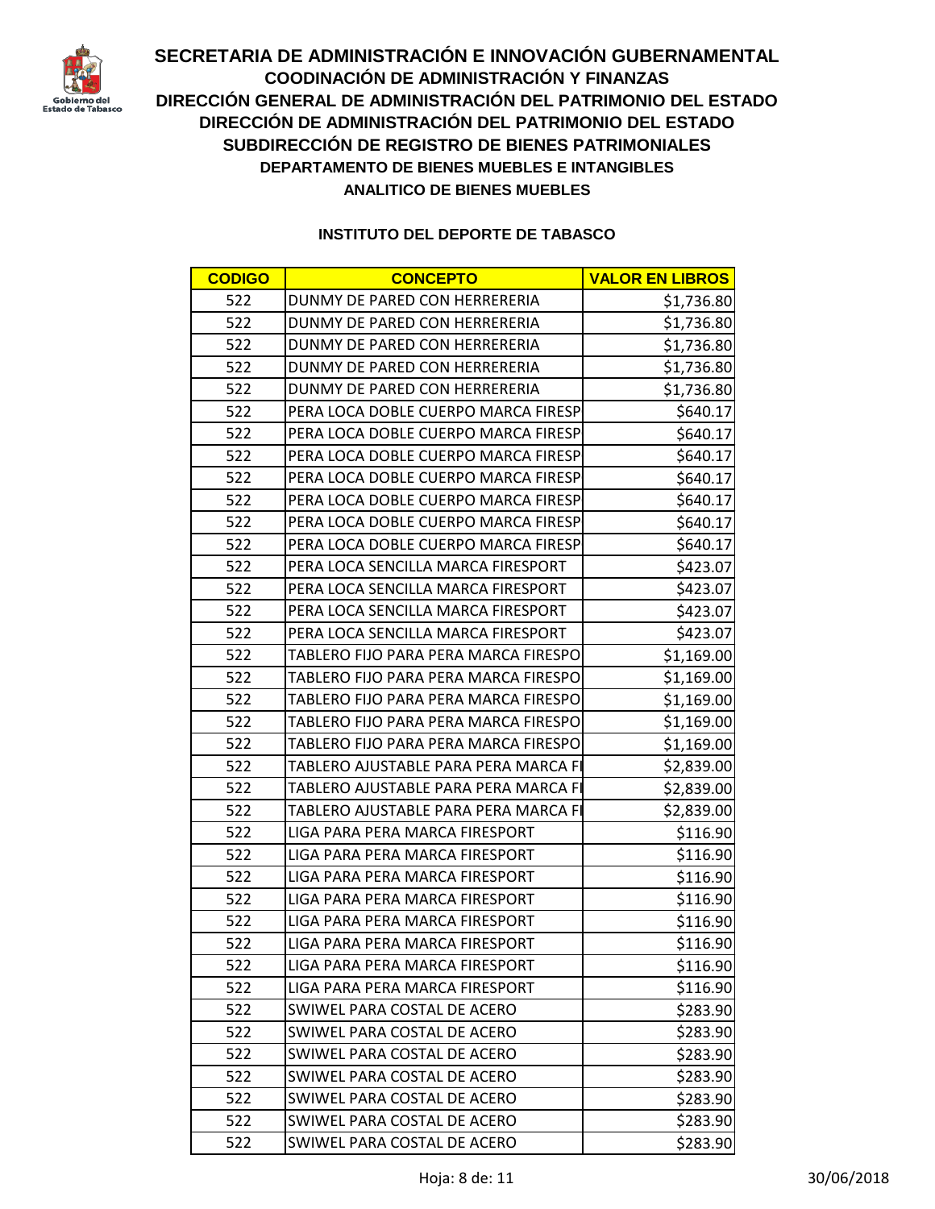# SECRETARIA DE ADMINISTRACIÓN E INNOVACIÓN GUBERNAMENTAL

## COODINACIÓN DE ADMINISTRACIÓN Y FINANZAS

## DIRECCIÓN GENERAL DE ADMINISTRACIÓN DEL PATRIMONIO DEL ESTADO

## DIRECCIÓN DE ADMINISTRACIÓN DEL PATRIMONIO DEL ESTADO

## SUBDIRECCIÓN DE REGISTRO DE BIENES PATRIMONIALES

### DEPARTAMENTO DE BIENES MUEBLES E INTANGIBLES

### ANALITICO DE BIENES MUEBLES

**INSTITUTO DEL DEPORTE DE TABASCO**

| CODIGO | CONCEPTO | VALOR EN LIBROS |
|---|---|---|
| 522 | DUNMY DE PARED CON HERRERERIA | $1,736.80 |
| 522 | DUNMY DE PARED CON HERRERERIA | $1,736.80 |
| 522 | DUNMY DE PARED CON HERRERERIA | $1,736.80 |
| 522 | DUNMY DE PARED CON HERRERERIA | $1,736.80 |
| 522 | DUNMY DE PARED CON HERRERERIA | $1,736.80 |
| 522 | PERA LOCA DOBLE CUERPO MARCA FIRESP | $640.17 |
| 522 | PERA LOCA DOBLE CUERPO MARCA FIRESP | $640.17 |
| 522 | PERA LOCA DOBLE CUERPO MARCA FIRESP | $640.17 |
| 522 | PERA LOCA DOBLE CUERPO MARCA FIRESP | $640.17 |
| 522 | PERA LOCA DOBLE CUERPO MARCA FIRESP | $640.17 |
| 522 | PERA LOCA DOBLE CUERPO MARCA FIRESP | $640.17 |
| 522 | PERA LOCA DOBLE CUERPO MARCA FIRESP | $640.17 |
| 522 | PERA LOCA SENCILLA MARCA FIRESPORT | $423.07 |
| 522 | PERA LOCA SENCILLA MARCA FIRESPORT | $423.07 |
| 522 | PERA LOCA SENCILLA MARCA FIRESPORT | $423.07 |
| 522 | PERA LOCA SENCILLA MARCA FIRESPORT | $423.07 |
| 522 | TABLERO FIJO PARA PERA MARCA FIRESPO | $1,169.00 |
| 522 | TABLERO FIJO PARA PERA MARCA FIRESPO | $1,169.00 |
| 522 | TABLERO FIJO PARA PERA MARCA FIRESPO | $1,169.00 |
| 522 | TABLERO FIJO PARA PERA MARCA FIRESPO | $1,169.00 |
| 522 | TABLERO FIJO PARA PERA MARCA FIRESPO | $1,169.00 |
| 522 | TABLERO AJUSTABLE PARA PERA MARCA FI | $2,839.00 |
| 522 | TABLERO AJUSTABLE PARA PERA MARCA FI | $2,839.00 |
| 522 | TABLERO AJUSTABLE PARA PERA MARCA FI | $2,839.00 |
| 522 | LIGA PARA PERA MARCA FIRESPORT | $116.90 |
| 522 | LIGA PARA PERA MARCA FIRESPORT | $116.90 |
| 522 | LIGA PARA PERA MARCA FIRESPORT | $116.90 |
| 522 | LIGA PARA PERA MARCA FIRESPORT | $116.90 |
| 522 | LIGA PARA PERA MARCA FIRESPORT | $116.90 |
| 522 | LIGA PARA PERA MARCA FIRESPORT | $116.90 |
| 522 | LIGA PARA PERA MARCA FIRESPORT | $116.90 |
| 522 | LIGA PARA PERA MARCA FIRESPORT | $116.90 |
| 522 | SWIWEL PARA COSTAL DE ACERO | $283.90 |
| 522 | SWIWEL PARA COSTAL DE ACERO | $283.90 |
| 522 | SWIWEL PARA COSTAL DE ACERO | $283.90 |
| 522 | SWIWEL PARA COSTAL DE ACERO | $283.90 |
| 522 | SWIWEL PARA COSTAL DE ACERO | $283.90 |
| 522 | SWIWEL PARA COSTAL DE ACERO | $283.90 |
| 522 | SWIWEL PARA COSTAL DE ACERO | $283.90 |

30/06/2018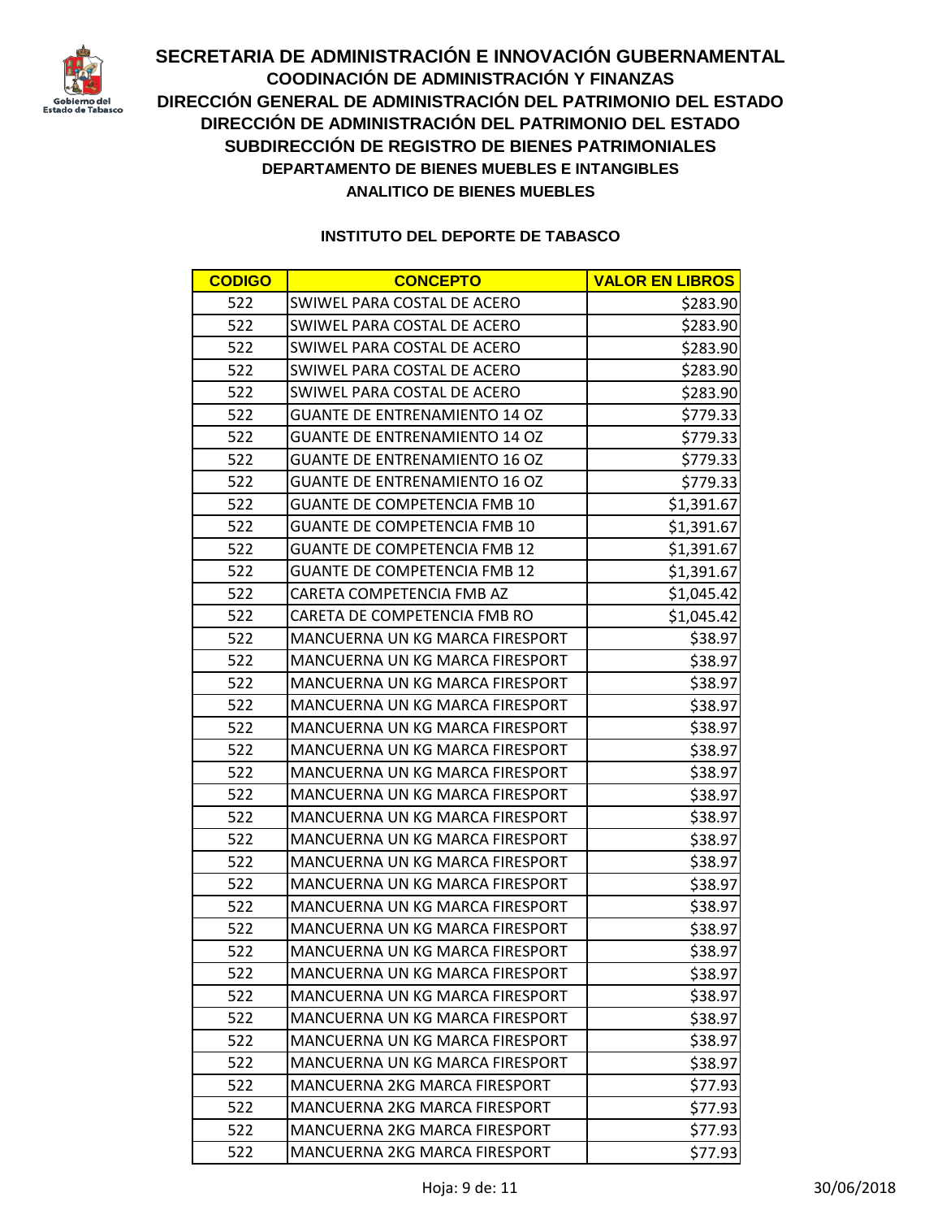# SECRETARIA DE ADMINISTRACIÓN E INNOVACIÓN GUBERNAMENTAL

## COODINACIÓN DE ADMINISTRACIÓN Y FINANZAS

## DIRECCIÓN GENERAL DE ADMINISTRACIÓN DEL PATRIMONIO DEL ESTADO

## DIRECCIÓN DE ADMINISTRACIÓN DEL PATRIMONIO DEL ESTADO

## SUBDIRECCIÓN DE REGISTRO DE BIENES PATRIMONIALES

### DEPARTAMENTO DE BIENES MUEBLES E INTANGIBLES

### ANALITICO DE BIENES MUEBLES

**INSTITUTO DEL DEPORTE DE TABASCO**

| CODIGO | CONCEPTO | VALOR EN LIBROS |
|---|---|---|
| 522 | SWIWEL PARA COSTAL DE ACERO | $283.90 |
| 522 | SWIWEL PARA COSTAL DE ACERO | $283.90 |
| 522 | SWIWEL PARA COSTAL DE ACERO | $283.90 |
| 522 | SWIWEL PARA COSTAL DE ACERO | $283.90 |
| 522 | SWIWEL PARA COSTAL DE ACERO | $283.90 |
| 522 | GUANTE DE ENTRENAMIENTO 14 OZ | $779.33 |
| 522 | GUANTE DE ENTRENAMIENTO 14 OZ | $779.33 |
| 522 | GUANTE DE ENTRENAMIENTO 16 OZ | $779.33 |
| 522 | GUANTE DE ENTRENAMIENTO 16 OZ | $779.33 |
| 522 | GUANTE DE COMPETENCIA FMB 10 | $1,391.67 |
| 522 | GUANTE DE COMPETENCIA FMB 10 | $1,391.67 |
| 522 | GUANTE DE COMPETENCIA FMB 12 | $1,391.67 |
| 522 | GUANTE DE COMPETENCIA FMB 12 | $1,391.67 |
| 522 | CARETA COMPETENCIA FMB AZ | $1,045.42 |
| 522 | CARETA DE COMPETENCIA FMB RO | $1,045.42 |
| 522 | MANCUERNA UN KG MARCA FIRESPORT | $38.97 |
| 522 | MANCUERNA UN KG MARCA FIRESPORT | $38.97 |
| 522 | MANCUERNA UN KG MARCA FIRESPORT | $38.97 |
| 522 | MANCUERNA UN KG MARCA FIRESPORT | $38.97 |
| 522 | MANCUERNA UN KG MARCA FIRESPORT | $38.97 |
| 522 | MANCUERNA UN KG MARCA FIRESPORT | $38.97 |
| 522 | MANCUERNA UN KG MARCA FIRESPORT | $38.97 |
| 522 | MANCUERNA UN KG MARCA FIRESPORT | $38.97 |
| 522 | MANCUERNA UN KG MARCA FIRESPORT | $38.97 |
| 522 | MANCUERNA UN KG MARCA FIRESPORT | $38.97 |
| 522 | MANCUERNA UN KG MARCA FIRESPORT | $38.97 |
| 522 | MANCUERNA UN KG MARCA FIRESPORT | $38.97 |
| 522 | MANCUERNA UN KG MARCA FIRESPORT | $38.97 |
| 522 | MANCUERNA UN KG MARCA FIRESPORT | $38.97 |
| 522 | MANCUERNA UN KG MARCA FIRESPORT | $38.97 |
| 522 | MANCUERNA UN KG MARCA FIRESPORT | $38.97 |
| 522 | MANCUERNA UN KG MARCA FIRESPORT | $38.97 |
| 522 | MANCUERNA UN KG MARCA FIRESPORT | $38.97 |
| 522 | MANCUERNA UN KG MARCA FIRESPORT | $38.97 |
| 522 | MANCUERNA UN KG MARCA FIRESPORT | $38.97 |
| 522 | MANCUERNA 2KG MARCA FIRESPORT | $77.93 |
| 522 | MANCUERNA 2KG MARCA FIRESPORT | $77.93 |
| 522 | MANCUERNA 2KG MARCA FIRESPORT | $77.93 |
| 522 | MANCUERNA 2KG MARCA FIRESPORT | $77.93 |

30/06/2018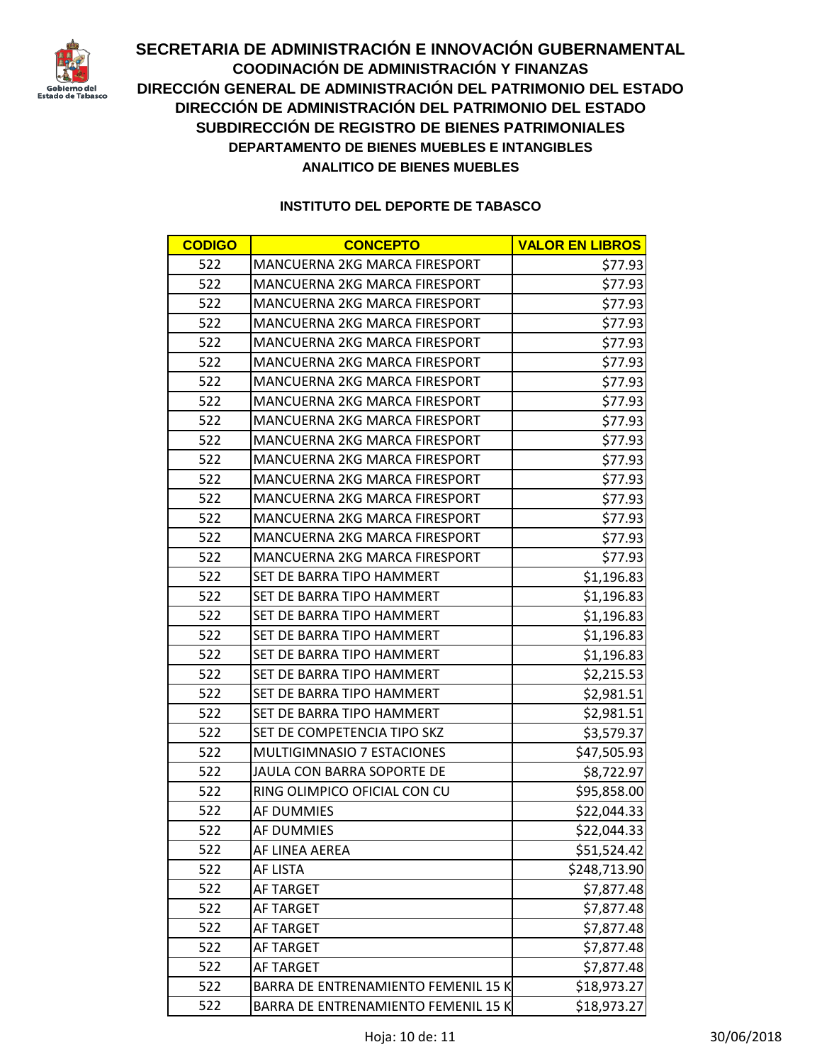# SECRETARIA DE ADMINISTRACIÓN E INNOVACIÓN GUBERNAMENTAL

## COODINACIÓN DE ADMINISTRACIÓN Y FINANZAS

## DIRECCIÓN GENERAL DE ADMINISTRACIÓN DEL PATRIMONIO DEL ESTADO

## DIRECCIÓN DE ADMINISTRACIÓN DEL PATRIMONIO DEL ESTADO

## SUBDIRECCIÓN DE REGISTRO DE BIENES PATRIMONIALES

### DEPARTAMENTO DE BIENES MUEBLES E INTANGIBLES

### ANALITICO DE BIENES MUEBLES

#### INSTITUTO DEL DEPORTE DE TABASCO

| CODIGO | CONCEPTO | VALOR EN LIBROS |
|---|---|---|
| 522 | MANCUERNA 2KG MARCA FIRESPORT | $77.93 |
| 522 | MANCUERNA 2KG MARCA FIRESPORT | $77.93 |
| 522 | MANCUERNA 2KG MARCA FIRESPORT | $77.93 |
| 522 | MANCUERNA 2KG MARCA FIRESPORT | $77.93 |
| 522 | MANCUERNA 2KG MARCA FIRESPORT | $77.93 |
| 522 | MANCUERNA 2KG MARCA FIRESPORT | $77.93 |
| 522 | MANCUERNA 2KG MARCA FIRESPORT | $77.93 |
| 522 | MANCUERNA 2KG MARCA FIRESPORT | $77.93 |
| 522 | MANCUERNA 2KG MARCA FIRESPORT | $77.93 |
| 522 | MANCUERNA 2KG MARCA FIRESPORT | $77.93 |
| 522 | MANCUERNA 2KG MARCA FIRESPORT | $77.93 |
| 522 | MANCUERNA 2KG MARCA FIRESPORT | $77.93 |
| 522 | MANCUERNA 2KG MARCA FIRESPORT | $77.93 |
| 522 | MANCUERNA 2KG MARCA FIRESPORT | $77.93 |
| 522 | MANCUERNA 2KG MARCA FIRESPORT | $77.93 |
| 522 | MANCUERNA 2KG MARCA FIRESPORT | $77.93 |
| 522 | SET DE BARRA TIPO HAMMERT | $1,196.83 |
| 522 | SET DE BARRA TIPO HAMMERT | $1,196.83 |
| 522 | SET DE BARRA TIPO HAMMERT | $1,196.83 |
| 522 | SET DE BARRA TIPO HAMMERT | $1,196.83 |
| 522 | SET DE BARRA TIPO HAMMERT | $1,196.83 |
| 522 | SET DE BARRA TIPO HAMMERT | $2,215.53 |
| 522 | SET DE BARRA TIPO HAMMERT | $2,981.51 |
| 522 | SET DE BARRA TIPO HAMMERT | $2,981.51 |
| 522 | SET DE COMPETENCIA TIPO SKZ | $3,579.37 |
| 522 | MULTIGIMNASIO 7 ESTACIONES | $47,505.93 |
| 522 | JAULA CON BARRA SOPORTE DE | $8,722.97 |
| 522 | RING OLIMPICO OFICIAL CON CU | $95,858.00 |
| 522 | AF DUMMIES | $22,044.33 |
| 522 | AF DUMMIES | $22,044.33 |
| 522 | AF LINEA AEREA | $51,524.42 |
| 522 | AF LISTA | $248,713.90 |
| 522 | AF TARGET | $7,877.48 |
| 522 | AF TARGET | $7,877.48 |
| 522 | AF TARGET | $7,877.48 |
| 522 | AF TARGET | $7,877.48 |
| 522 | AF TARGET | $7,877.48 |
| 522 | BARRA DE ENTRENAMIENTO FEMENIL 15 K | $18,973.27 |
| 522 | BARRA DE ENTRENAMIENTO FEMENIL 15 K | $18,973.27 |

30/06/2018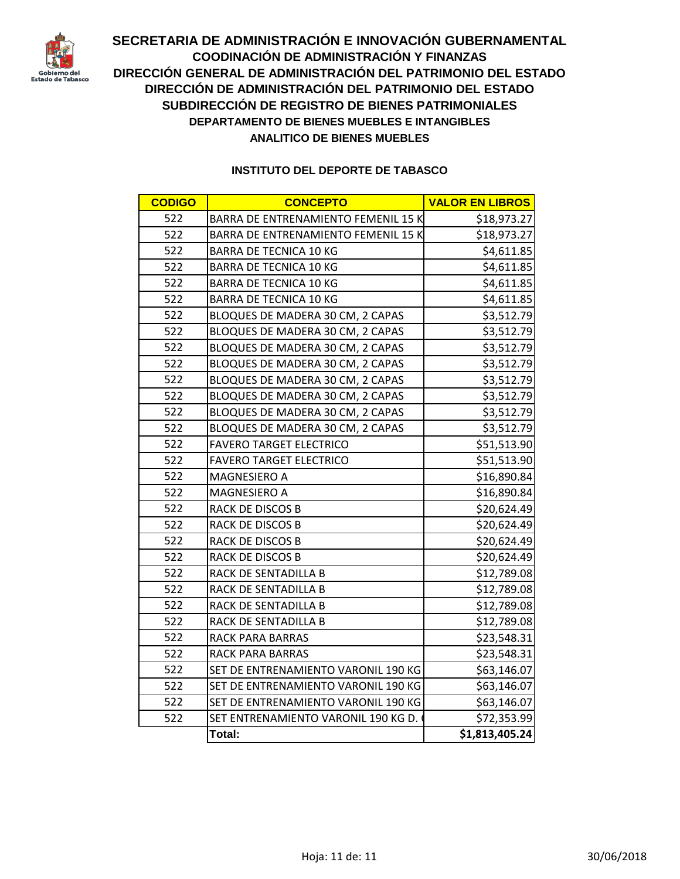# SECRETARIA DE ADMINISTRACIÓN E INNOVACIÓN GUBERNAMENTAL

## COODINACIÓN DE ADMINISTRACIÓN Y FINANZAS

## DIRECCIÓN GENERAL DE ADMINISTRACIÓN DEL PATRIMONIO DEL ESTADO

## DIRECCIÓN DE ADMINISTRACIÓN DEL PATRIMONIO DEL ESTADO

## SUBDIRECCIÓN DE REGISTRO DE BIENES PATRIMONIALES

### DEPARTAMENTO DE BIENES MUEBLES E INTANGIBLES

### ANALITICO DE BIENES MUEBLES

**INSTITUTO DEL DEPORTE DE TABASCO**

| CODIGO | CONCEPTO | VALOR EN LIBROS |
|---|---|---|
| 522 | BARRA DE ENTRENAMIENTO FEMENIL 15 K | $18,973.27 |
| 522 | BARRA DE ENTRENAMIENTO FEMENIL 15 K | $18,973.27 |
| 522 | BARRA DE TECNICA 10 KG | $4,611.85 |
| 522 | BARRA DE TECNICA 10 KG | $4,611.85 |
| 522 | BARRA DE TECNICA 10 KG | $4,611.85 |
| 522 | BARRA DE TECNICA 10 KG | $4,611.85 |
| 522 | BLOQUES DE MADERA 30 CM, 2 CAPAS | $3,512.79 |
| 522 | BLOQUES DE MADERA 30 CM, 2 CAPAS | $3,512.79 |
| 522 | BLOQUES DE MADERA 30 CM, 2 CAPAS | $3,512.79 |
| 522 | BLOQUES DE MADERA 30 CM, 2 CAPAS | $3,512.79 |
| 522 | BLOQUES DE MADERA 30 CM, 2 CAPAS | $3,512.79 |
| 522 | BLOQUES DE MADERA 30 CM, 2 CAPAS | $3,512.79 |
| 522 | BLOQUES DE MADERA 30 CM, 2 CAPAS | $3,512.79 |
| 522 | BLOQUES DE MADERA 30 CM, 2 CAPAS | $3,512.79 |
| 522 | FAVERO TARGET ELECTRICO | $51,513.90 |
| 522 | FAVERO TARGET ELECTRICO | $51,513.90 |
| 522 | MAGNESIERO A | $16,890.84 |
| 522 | MAGNESIERO A | $16,890.84 |
| 522 | RACK DE DISCOS B | $20,624.49 |
| 522 | RACK DE DISCOS B | $20,624.49 |
| 522 | RACK DE DISCOS B | $20,624.49 |
| 522 | RACK DE DISCOS B | $20,624.49 |
| 522 | RACK DE SENTADILLA B | $12,789.08 |
| 522 | RACK DE SENTADILLA B | $12,789.08 |
| 522 | RACK DE SENTADILLA B | $12,789.08 |
| 522 | RACK DE SENTADILLA B | $12,789.08 |
| 522 | RACK PARA BARRAS | $23,548.31 |
| 522 | RACK PARA BARRAS | $23,548.31 |
| 522 | SET DE ENTRENAMIENTO VARONIL 190 KG | $63,146.07 |
| 522 | SET DE ENTRENAMIENTO VARONIL 190 KG | $63,146.07 |
| 522 | SET DE ENTRENAMIENTO VARONIL 190 KG | $63,146.07 |
| 522 | SET ENTRENAMIENTO VARONIL 190 KG D. ( | $72,353.99 |
| | **Total:** | **$1,813,405.24** |

30/06/2018